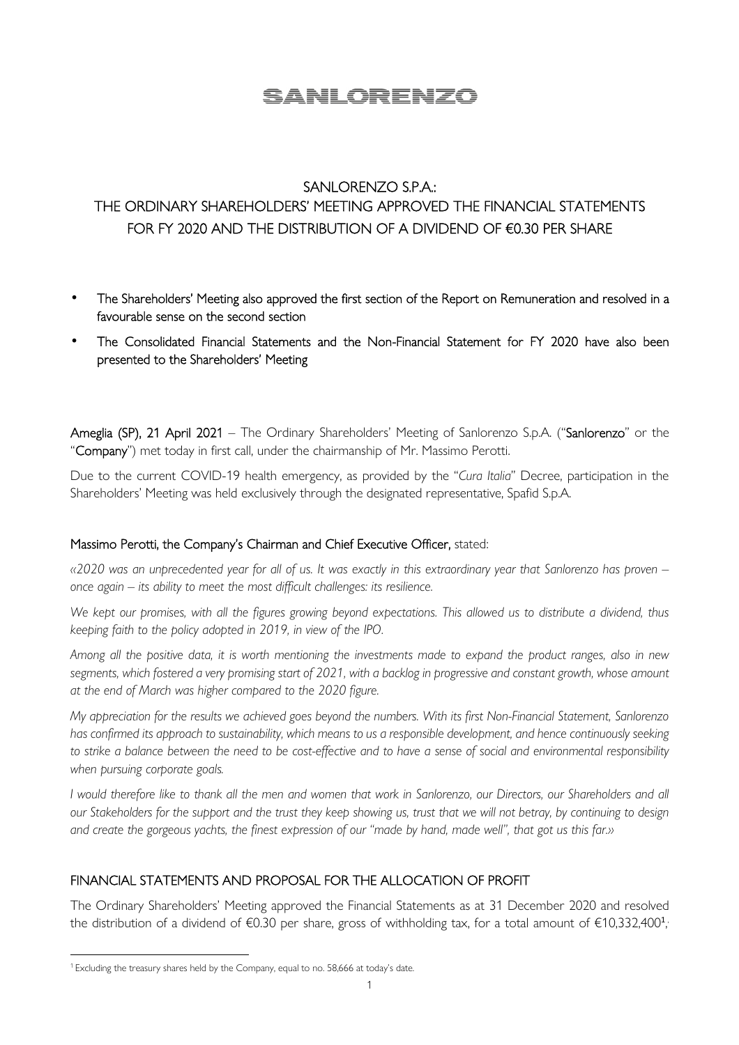# SANLORENZO

## SANLORENZO S.P.A.:
## THE ORDINARY SHAREHOLDERS' MEETING APPROVED THE FINANCIAL STATEMENTS FOR FY 2020 AND THE DISTRIBUTION OF A DIVIDEND OF €0.30 PER SHARE

- The Shareholders' Meeting also approved the first section of the Report on Remuneration and resolved in a favourable sense on the second section
- The Consolidated Financial Statements and the Non-Financial Statement for FY 2020 have also been presented to the Shareholders' Meeting

**Ameglia (SP), 21 April 2021** – The Ordinary Shareholders' Meeting of Sanlorenzo S.p.A. ("**Sanlorenzo**" or the "**Company**") met today in first call, under the chairmanship of Mr. Massimo Perotti.

Due to the current COVID-19 health emergency, as provided by the "*Cura Italia*" Decree, participation in the Shareholders' Meeting was held exclusively through the designated representative, Spafid S.p.A.

**Massimo Perotti, the Company's Chairman and Chief Executive Officer,** stated:

*«2020 was an unprecedented year for all of us. It was exactly in this extraordinary year that Sanlorenzo has proven – once again – its ability to meet the most difficult challenges: its resilience.*

*We kept our promises, with all the figures growing beyond expectations. This allowed us to distribute a dividend, thus keeping faith to the policy adopted in 2019, in view of the IPO.*

*Among all the positive data, it is worth mentioning the investments made to expand the product ranges, also in new segments, which fostered a very promising start of 2021, with a backlog in progressive and constant growth, whose amount at the end of March was higher compared to the 2020 figure.*

*My appreciation for the results we achieved goes beyond the numbers. With its first Non-Financial Statement, Sanlorenzo has confirmed its approach to sustainability, which means to us a responsible development, and hence continuously seeking to strike a balance between the need to be cost-effective and to have a sense of social and environmental responsibility when pursuing corporate goals.*

*I would therefore like to thank all the men and women that work in Sanlorenzo, our Directors, our Shareholders and all our Stakeholders for the support and the trust they keep showing us, trust that we will not betray, by continuing to design and create the gorgeous yachts, the finest expression of our "made by hand, made well", that got us this far.»*

## FINANCIAL STATEMENTS AND PROPOSAL FOR THE ALLOCATION OF PROFIT

The Ordinary Shareholders' Meeting approved the Financial Statements as at 31 December 2020 and resolved the distribution of a dividend of €0.30 per share, gross of withholding tax, for a total amount of €10,332,400[1];

[1] Excluding the treasury shares held by the Company, equal to no. 58,666 at today's date.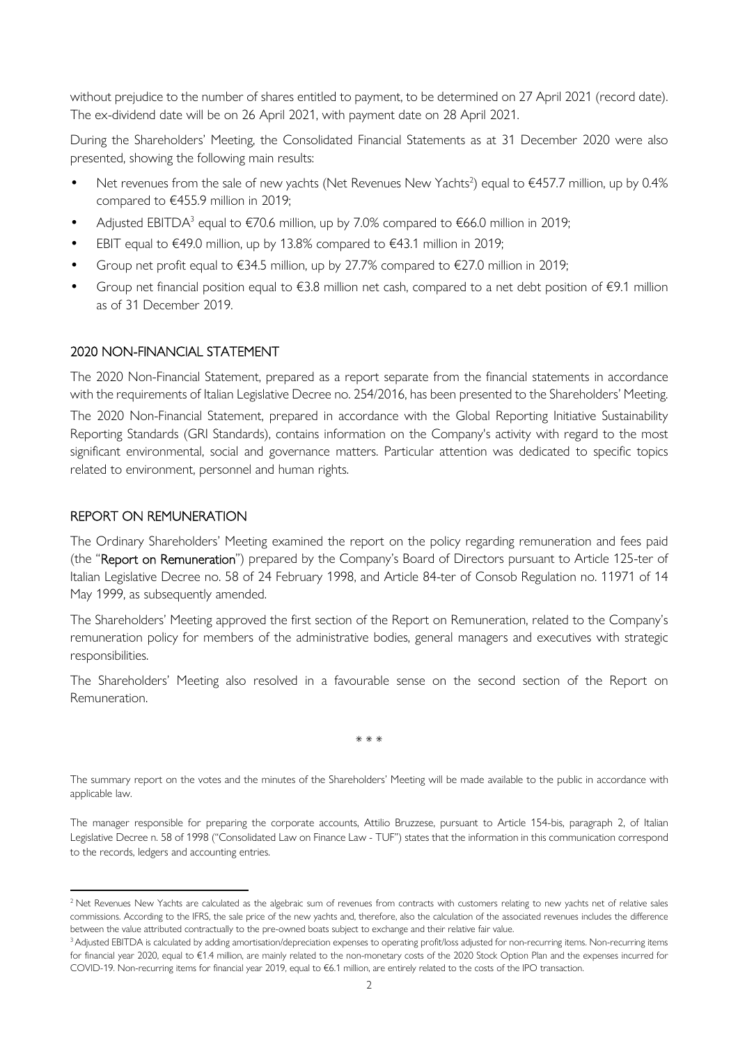without prejudice to the number of shares entitled to payment, to be determined on 27 April 2021 (record date). The ex-dividend date will be on 26 April 2021, with payment date on 28 April 2021.

During the Shareholders' Meeting, the Consolidated Financial Statements as at 31 December 2020 were also presented, showing the following main results:

- Net revenues from the sale of new yachts (Net Revenues New Yachts[2]) equal to €457.7 million, up by 0.4% compared to €455.9 million in 2019;
- Adjusted EBITDA[3] equal to €70.6 million, up by 7.0% compared to €66.0 million in 2019;
- EBIT equal to €49.0 million, up by 13.8% compared to €43.1 million in 2019;
- Group net profit equal to €34.5 million, up by 27.7% compared to €27.0 million in 2019;
- Group net financial position equal to €3.8 million net cash, compared to a net debt position of €9.1 million as of 31 December 2019.

## 2020 NON-FINANCIAL STATEMENT

The 2020 Non-Financial Statement, prepared as a report separate from the financial statements in accordance with the requirements of Italian Legislative Decree no. 254/2016, has been presented to the Shareholders' Meeting.

The 2020 Non-Financial Statement, prepared in accordance with the Global Reporting Initiative Sustainability Reporting Standards (GRI Standards), contains information on the Company's activity with regard to the most significant environmental, social and governance matters. Particular attention was dedicated to specific topics related to environment, personnel and human rights.

## REPORT ON REMUNERATION

The Ordinary Shareholders' Meeting examined the report on the policy regarding remuneration and fees paid (the "**Report on Remuneration**") prepared by the Company's Board of Directors pursuant to Article 125-ter of Italian Legislative Decree no. 58 of 24 February 1998, and Article 84-ter of Consob Regulation no. 11971 of 14 May 1999, as subsequently amended.

The Shareholders' Meeting approved the first section of the Report on Remuneration, related to the Company's remuneration policy for members of the administrative bodies, general managers and executives with strategic responsibilities.

The Shareholders' Meeting also resolved in a favourable sense on the second section of the Report on Remuneration.

\* \* \*

The summary report on the votes and the minutes of the Shareholders' Meeting will be made available to the public in accordance with applicable law.

The manager responsible for preparing the corporate accounts, Attilio Bruzzese, pursuant to Article 154-bis, paragraph 2, of Italian Legislative Decree n. 58 of 1998 ("Consolidated Law on Finance Law - TUF") states that the information in this communication correspond to the records, ledgers and accounting entries.

---

[2] Net Revenues New Yachts are calculated as the algebraic sum of revenues from contracts with customers relating to new yachts net of relative sales commissions. According to the IFRS, the sale price of the new yachts and, therefore, also the calculation of the associated revenues includes the difference between the value attributed contractually to the pre-owned boats subject to exchange and their relative fair value.

[3] Adjusted EBITDA is calculated by adding amortisation/depreciation expenses to operating profit/loss adjusted for non-recurring items. Non-recurring items for financial year 2020, equal to €1.4 million, are mainly related to the non-monetary costs of the 2020 Stock Option Plan and the expenses incurred for COVID-19. Non-recurring items for financial year 2019, equal to €6.1 million, are entirely related to the costs of the IPO transaction.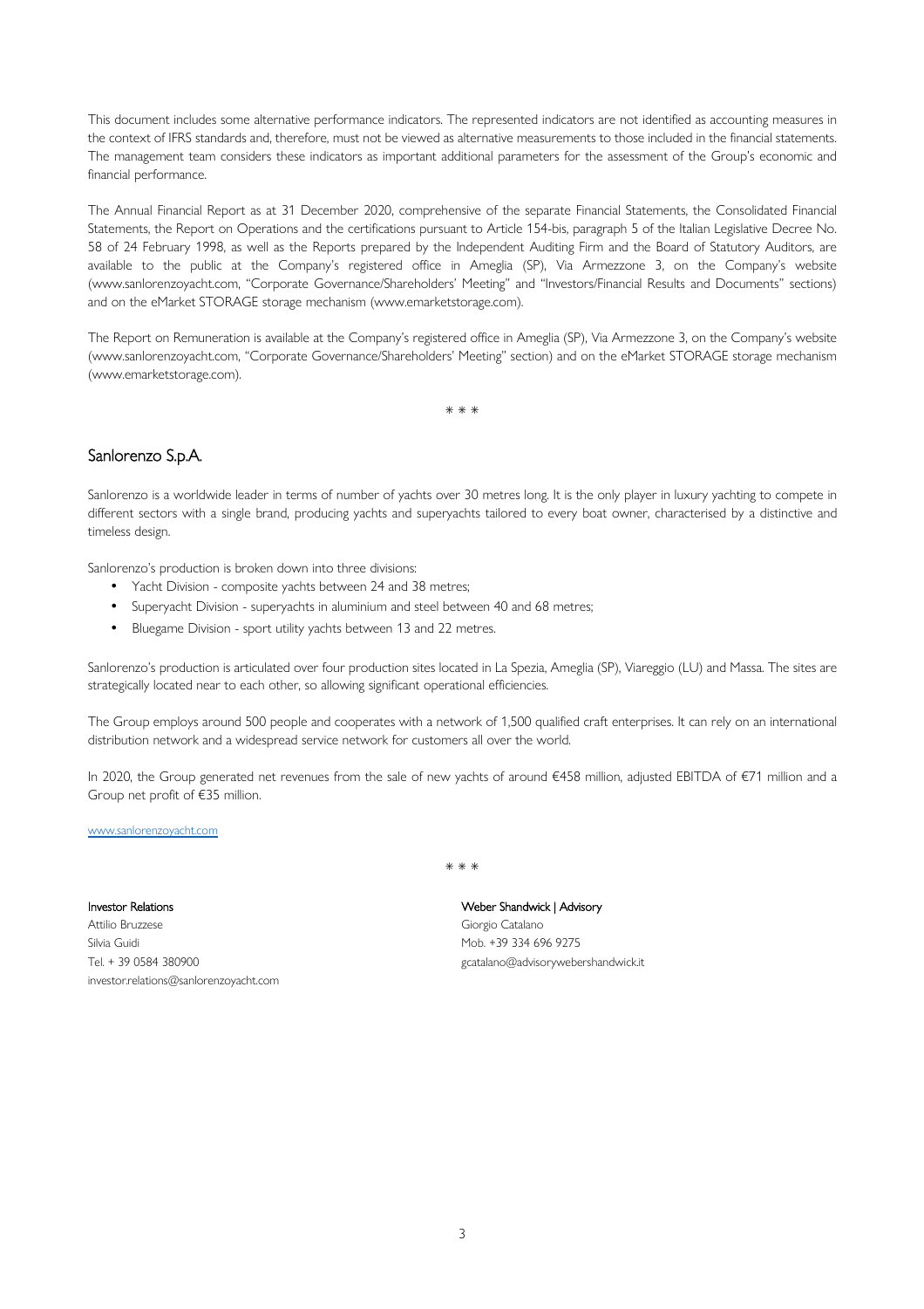This document includes some alternative performance indicators. The represented indicators are not identified as accounting measures in the context of IFRS standards and, therefore, must not be viewed as alternative measurements to those included in the financial statements. The management team considers these indicators as important additional parameters for the assessment of the Group's economic and financial performance.

The Annual Financial Report as at 31 December 2020, comprehensive of the separate Financial Statements, the Consolidated Financial Statements, the Report on Operations and the certifications pursuant to Article 154-bis, paragraph 5 of the Italian Legislative Decree No. 58 of 24 February 1998, as well as the Reports prepared by the Independent Auditing Firm and the Board of Statutory Auditors, are available to the public at the Company's registered office in Ameglia (SP), Via Armezzone 3, on the Company's website (www.sanlorenzoyacht.com, "Corporate Governance/Shareholders' Meeting" and "Investors/Financial Results and Documents" sections) and on the eMarket STORAGE storage mechanism (www.emarketstorage.com).

The Report on Remuneration is available at the Company's registered office in Ameglia (SP), Via Armezzone 3, on the Company's website (www.sanlorenzoyacht.com, "Corporate Governance/Shareholders' Meeting" section) and on the eMarket STORAGE storage mechanism (www.emarketstorage.com).

\* \* \*

## Sanlorenzo S.p.A.

Sanlorenzo is a worldwide leader in terms of number of yachts over 30 metres long. It is the only player in luxury yachting to compete in different sectors with a single brand, producing yachts and superyachts tailored to every boat owner, characterised by a distinctive and timeless design.

Sanlorenzo's production is broken down into three divisions:

- Yacht Division - composite yachts between 24 and 38 metres;
- Superyacht Division - superyachts in aluminium and steel between 40 and 68 metres;
- Bluegame Division - sport utility yachts between 13 and 22 metres.

Sanlorenzo's production is articulated over four production sites located in La Spezia, Ameglia (SP), Viareggio (LU) and Massa. The sites are strategically located near to each other, so allowing significant operational efficiencies.

The Group employs around 500 people and cooperates with a network of 1,500 qualified craft enterprises. It can rely on an international distribution network and a widespread service network for customers all over the world.

In 2020, the Group generated net revenues from the sale of new yachts of around €458 million, adjusted EBITDA of €71 million and a Group net profit of €35 million.

www.sanlorenzoyacht.com

\* \* \*

**Investor Relations**
Attilio Bruzzese
Silvia Guidi
Tel. + 39 0584 380900
investor.relations@sanlorenzoyacht.com

**Weber Shandwick | Advisory**
Giorgio Catalano
Mob. +39 334 696 9275
gcatalano@advisorywebershandwick.it